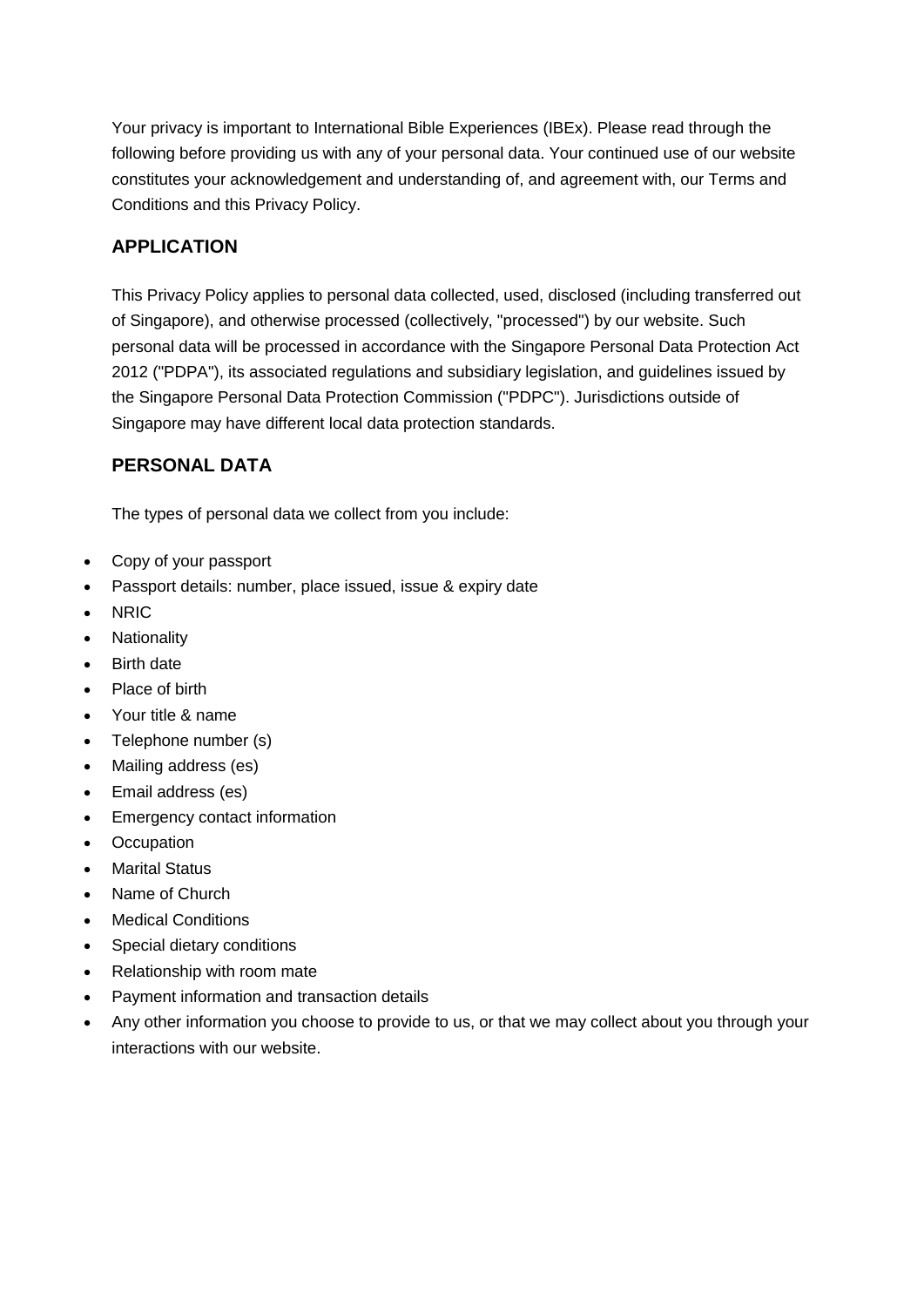Your privacy is important to International Bible Experiences (IBEx). Please read through the following before providing us with any of your personal data. Your continued use of our website constitutes your acknowledgement and understanding of, and agreement with, our Terms and Conditions and this Privacy Policy.

## APPLICATION

This Privacy Policy applies to personal data collected, used, disclosed (including transferred out of Singapore), and otherwise processed (collectively, "processed") by our website. Such personal data will be processed in accordance with the Singapore Personal Data Protection Act 2012 ("PDPA"), its associated regulations and subsidiary legislation, and guidelines issued by the Singapore Personal Data Protection Commission ("PDPC"). Jurisdictions outside of Singapore may have different local data protection standards.

## PERSONAL DATA

The types of personal data we collect from you include:

- Copy of your passport
- Passport details: number, place issued, issue & expiry date
- NRIC
- Nationality
- Birth date
- Place of birth
- Your title & name
- Telephone number (s)
- Mailing address (es)
- Email address (es)
- Emergency contact information
- Occupation
- Marital Status
- Name of Church
- Medical Conditions
- Special dietary conditions
- Relationship with room mate
- Payment information and transaction details
- Any other information you choose to provide to us, or that we may collect about you through your interactions with our website.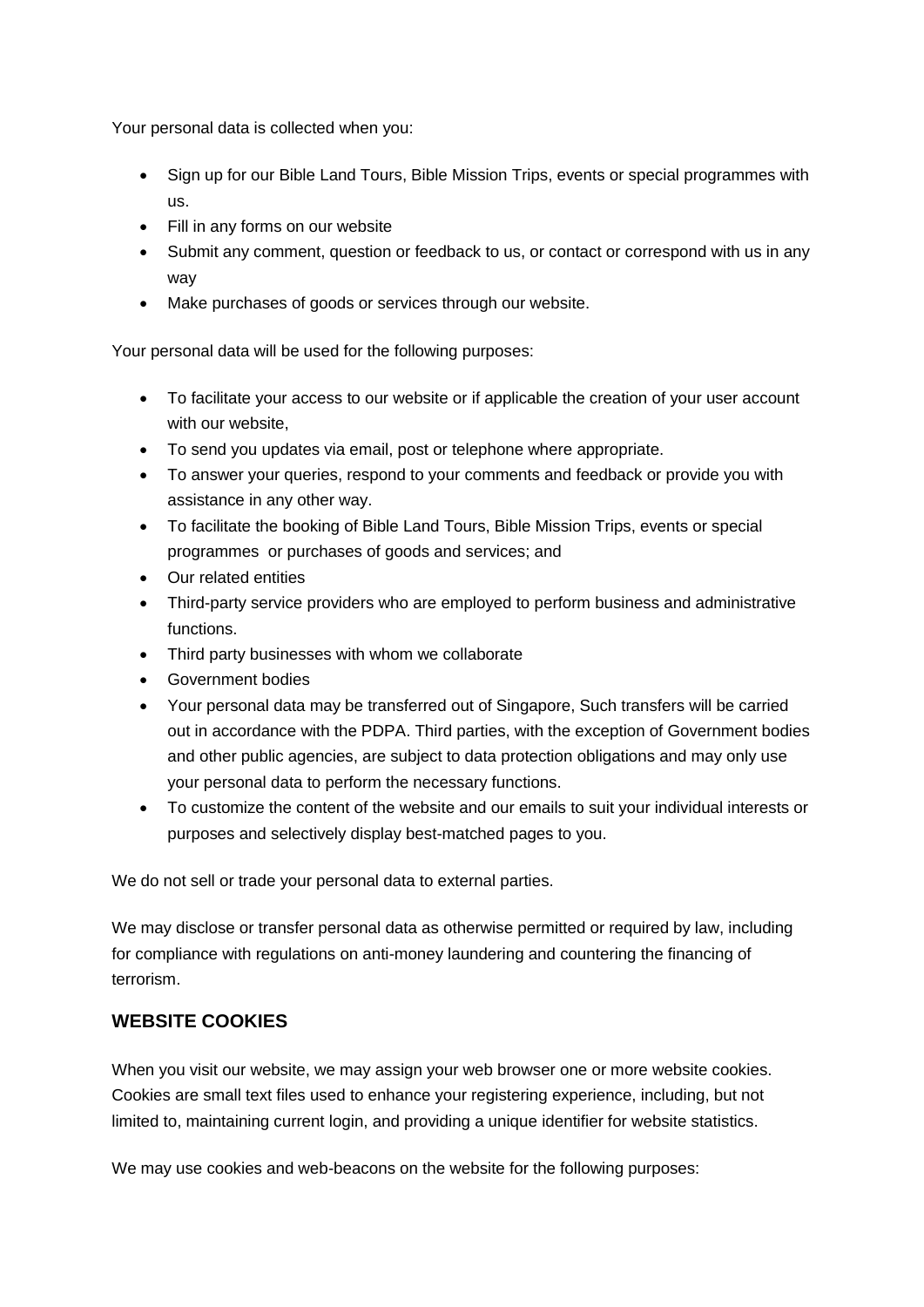Your personal data is collected when you:

- Sign up for our Bible Land Tours, Bible Mission Trips, events or special programmes with us.
- Fill in any forms on our website
- Submit any comment, question or feedback to us, or contact or correspond with us in any way
- Make purchases of goods or services through our website.

Your personal data will be used for the following purposes:

- To facilitate your access to our website or if applicable the creation of your user account with our website,
- To send you updates via email, post or telephone where appropriate.
- To answer your queries, respond to your comments and feedback or provide you with assistance in any other way.
- To facilitate the booking of Bible Land Tours, Bible Mission Trips, events or special programmes or purchases of goods and services; and
- Our related entities
- Third-party service providers who are employed to perform business and administrative functions.
- Third party businesses with whom we collaborate
- Government bodies
- Your personal data may be transferred out of Singapore, Such transfers will be carried out in accordance with the PDPA. Third parties, with the exception of Government bodies and other public agencies, are subject to data protection obligations and may only use your personal data to perform the necessary functions.
- To customize the content of the website and our emails to suit your individual interests or purposes and selectively display best-matched pages to you.

We do not sell or trade your personal data to external parties.

We may disclose or transfer personal data as otherwise permitted or required by law, including for compliance with regulations on anti-money laundering and countering the financing of terrorism.

## WEBSITE COOKIES

When you visit our website, we may assign your web browser one or more website cookies. Cookies are small text files used to enhance your registering experience, including, but not limited to, maintaining current login, and providing a unique identifier for website statistics.

We may use cookies and web-beacons on the website for the following purposes: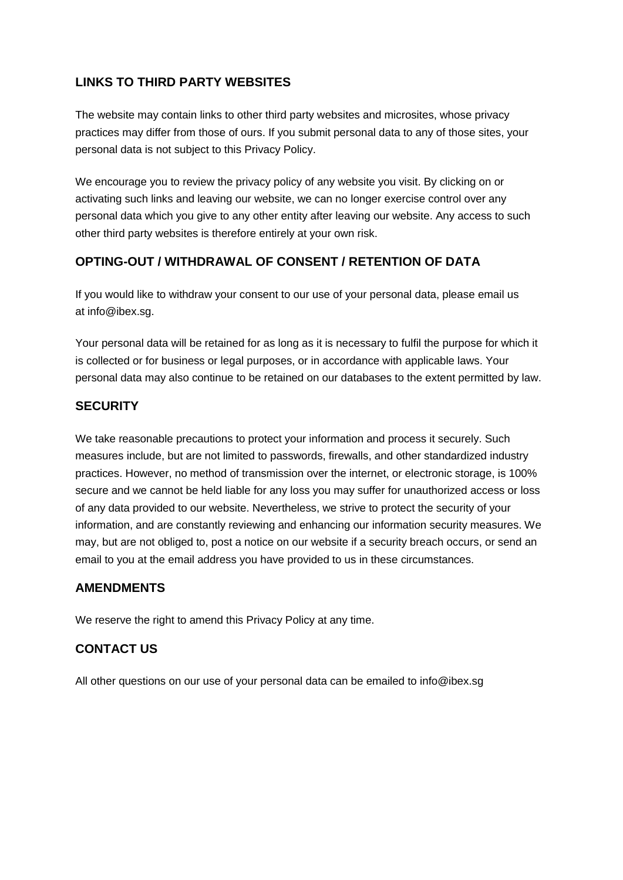## LINKS TO THIRD PARTY WEBSITES

The website may contain links to other third party websites and microsites, whose privacy practices may differ from those of ours. If you submit personal data to any of those sites, your personal data is not subject to this Privacy Policy.

We encourage you to review the privacy policy of any website you visit. By clicking on or activating such links and leaving our website, we can no longer exercise control over any personal data which you give to any other entity after leaving our website. Any access to such other third party websites is therefore entirely at your own risk.

## OPTING-OUT / WITHDRAWAL OF CONSENT / RETENTION OF DATA

If you would like to withdraw your consent to our use of your personal data, please email us at info@ibex.sg.

Your personal data will be retained for as long as it is necessary to fulfil the purpose for which it is collected or for business or legal purposes, or in accordance with applicable laws. Your personal data may also continue to be retained on our databases to the extent permitted by law.

## SECURITY

We take reasonable precautions to protect your information and process it securely. Such measures include, but are not limited to passwords, firewalls, and other standardized industry practices. However, no method of transmission over the internet, or electronic storage, is 100% secure and we cannot be held liable for any loss you may suffer for unauthorized access or loss of any data provided to our website. Nevertheless, we strive to protect the security of your information, and are constantly reviewing and enhancing our information security measures. We may, but are not obliged to, post a notice on our website if a security breach occurs, or send an email to you at the email address you have provided to us in these circumstances.

## AMENDMENTS

We reserve the right to amend this Privacy Policy at any time.

## CONTACT US

All other questions on our use of your personal data can be emailed to info@ibex.sg